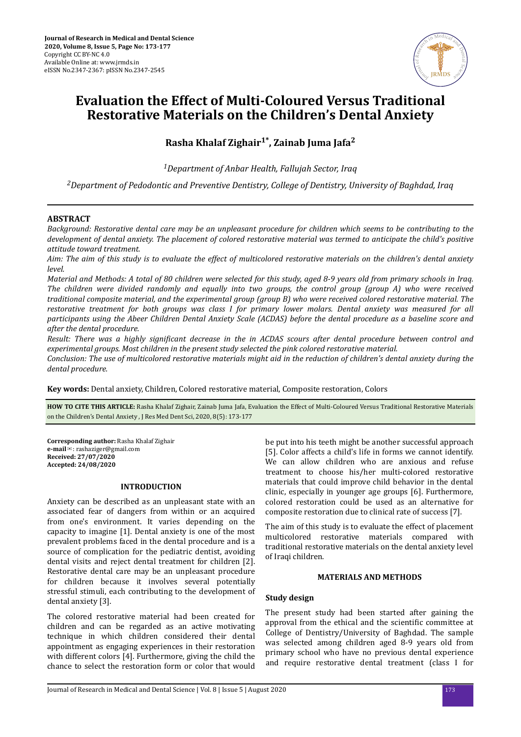# Evaluation the Effect of Multi-Coloured Versus Traditional Restorative Materials on the Children's Dental Anxiety

**Rasha Khalaf Zighair[1*], Zainab Juma Jafa[2]**

*[1]Department of Anbar Health, Fallujah Sector, Iraq*

*[2]Department of Pedodontic and Preventive Dentistry, College of Dentistry, University of Baghdad, Iraq*

## ABSTRACT

*Background: Restorative dental care may be an unpleasant procedure for children which seems to be contributing to the development of dental anxiety. The placement of colored restorative material was termed to anticipate the child's positive attitude toward treatment.*

*Aim: The aim of this study is to evaluate the effect of multicolored restorative materials on the children's dental anxiety level.*

*Material and Methods: A total of 80 children were selected for this study, aged 8-9 years old from primary schools in Iraq. The children were divided randomly and equally into two groups, the control group (group A) who were received traditional composite material, and the experimental group (group B) who were received colored restorative material. The restorative treatment for both groups was class I for primary lower molars. Dental anxiety was measured for all participants using the Abeer Children Dental Anxiety Scale (ACDAS) before the dental procedure as a baseline score and after the dental procedure.*

*Result: There was a highly significant decrease in the in ACDAS scours after dental procedure between control and experimental groups. Most children in the present study selected the pink colored restorative material.*

*Conclusion: The use of multicolored restorative materials might aid in the reduction of children's dental anxiety during the dental procedure.*

**Key words:** Dental anxiety, Children, Colored restorative material, Composite restoration, Colors

**HOW TO CITE THIS ARTICLE:** Rasha Khalaf Zighair, Zainab Juma Jafa, Evaluation the Effect of Multi-Coloured Versus Traditional Restorative Materials on the Children's Dental Anxiety , J Res Med Dent Sci, 2020, 8(5): 173-177

**Corresponding author:** Rasha Khalaf Zighair
**e-mail**✉: rashaziger@gmail.com
**Received: 27/07/2020**
**Accepted: 24/08/2020**

## INTRODUCTION

Anxiety can be described as an unpleasant state with an associated fear of dangers from within or an acquired from one's environment. It varies depending on the capacity to imagine [1]. Dental anxiety is one of the most prevalent problems faced in the dental procedure and is a source of complication for the pediatric dentist, avoiding dental visits and reject dental treatment for children [2]. Restorative dental care may be an unpleasant procedure for children because it involves several potentially stressful stimuli, each contributing to the development of dental anxiety [3].

The colored restorative material had been created for children and can be regarded as an active motivating technique in which children considered their dental appointment as engaging experiences in their restoration with different colors [4]. Furthermore, giving the child the chance to select the restoration form or color that would be put into his teeth might be another successful approach [5]. Color affects a child's life in forms we cannot identify. We can allow children who are anxious and refuse treatment to choose his/her multi-colored restorative materials that could improve child behavior in the dental clinic, especially in younger age groups [6]. Furthermore, colored restoration could be used as an alternative for composite restoration due to clinical rate of success [7].

The aim of this study is to evaluate the effect of placement multicolored restorative materials compared with traditional restorative materials on the dental anxiety level of Iraqi children.

## MATERIALS AND METHODS

### Study design

The present study had been started after gaining the approval from the ethical and the scientific committee at College of Dentistry/University of Baghdad. The sample was selected among children aged 8-9 years old from primary school who have no previous dental experience and require restorative dental treatment (class I for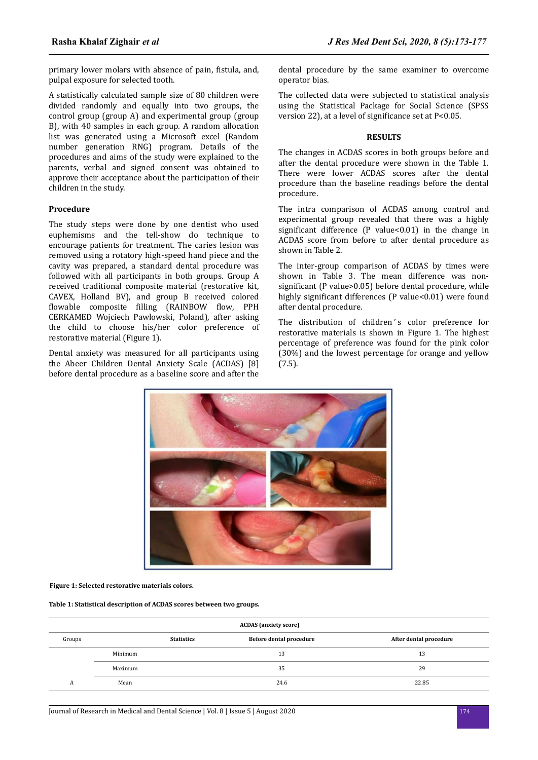primary lower molars with absence of pain, fistula, and, pulpal exposure for selected tooth.

A statistically calculated sample size of 80 children were divided randomly and equally into two groups, the control group (group A) and experimental group (group B), with 40 samples in each group. A random allocation list was generated using a Microsoft excel (Random number generation RNG) program. Details of the procedures and aims of the study were explained to the parents, verbal and signed consent was obtained to approve their acceptance about the participation of their children in the study.

### Procedure

The study steps were done by one dentist who used euphemisms and the tell-show do technique to encourage patients for treatment. The caries lesion was removed using a rotatory high-speed hand piece and the cavity was prepared, a standard dental procedure was followed with all participants in both groups. Group A received traditional composite material (restorative kit, CAVEX, Holland BV), and group B received colored flowable composite filling (RAINBOW flow, PPH CERKAMED Wojciech Pawlowski, Poland), after asking the child to choose his/her color preference of restorative material (Figure 1).

Dental anxiety was measured for all participants using the Abeer Children Dental Anxiety Scale (ACDAS) [8] before dental procedure as a baseline score and after the dental procedure by the same examiner to overcome operator bias.

The collected data were subjected to statistical analysis using the Statistical Package for Social Science (SPSS version 22), at a level of significance set at P<0.05.

## RESULTS

The changes in ACDAS scores in both groups before and after the dental procedure were shown in the Table 1. There were lower ACDAS scores after the dental procedure than the baseline readings before the dental procedure.

The intra comparison of ACDAS among control and experimental group revealed that there was a highly significant difference (P value<0.01) in the change in ACDAS score from before to after dental procedure as shown in Table 2.

The inter-group comparison of ACDAS by times were shown in Table 3. The mean difference was non-significant (P value>0.05) before dental procedure, while highly significant differences (P value<0.01) were found after dental procedure.

The distribution of children's color preference for restorative materials is shown in Figure 1. The highest percentage of preference was found for the pink color (30%) and the lowest percentage for orange and yellow (7.5).

**Figure 1: Selected restorative materials colors.**

**Table 1: Statistical description of ACDAS scores between two groups.**

| | | ACDAS (anxiety score) | |
|---|---|---|---|
| Groups | Statistics | Before dental procedure | After dental procedure |
| | Minimum | 13 | 13 |
| | Maximum | 35 | 29 |
| A | Mean | 24.6 | 22.85 |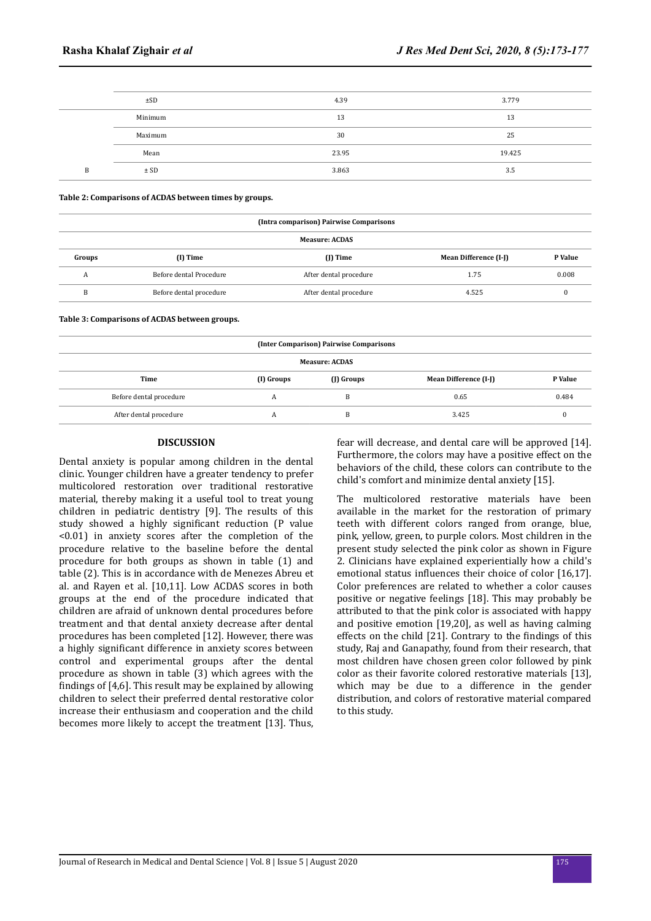| | | | |
|---|---|---|---|
| | ±SD | 4.39 | 3.779 |
| | Minimum | 13 | 13 |
| | Maximum | 30 | 25 |
| | Mean | 23.95 | 19.425 |
| B | ± SD | 3.863 | 3.5 |

**Table 2: Comparisons of ACDAS between times by groups.**

| (Intra comparison) Pairwise Comparisons | | | | |
|---|---|---|---|---|
| Measure: ACDAS | | | | |
| Groups | (I) Time | (J) Time | Mean Difference (I-J) | P Value |
| A | Before dental Procedure | After dental procedure | 1.75 | 0.008 |
| B | Before dental procedure | After dental procedure | 4.525 | 0 |

**Table 3: Comparisons of ACDAS between groups.**

| (Inter Comparison) Pairwise Comparisons | | | | |
|---|---|---|---|---|
| Measure: ACDAS | | | | |
| Time | (I) Groups | (J) Groups | Mean Difference (I-J) | P Value |
| Before dental procedure | A | B | 0.65 | 0.484 |
| After dental procedure | A | B | 3.425 | 0 |

## DISCUSSION

Dental anxiety is popular among children in the dental clinic. Younger children have a greater tendency to prefer multicolored restoration over traditional restorative material, thereby making it a useful tool to treat young children in pediatric dentistry [9]. The results of this study showed a highly significant reduction (P value <0.01) in anxiety scores after the completion of the procedure relative to the baseline before the dental procedure for both groups as shown in table (1) and table (2). This is in accordance with de Menezes Abreu et al. and Rayen et al. [10,11]. Low ACDAS scores in both groups at the end of the procedure indicated that children are afraid of unknown dental procedures before treatment and that dental anxiety decrease after dental procedures has been completed [12]. However, there was a highly significant difference in anxiety scores between control and experimental groups after the dental procedure as shown in table (3) which agrees with the findings of [4,6]. This result may be explained by allowing children to select their preferred dental restorative color increase their enthusiasm and cooperation and the child becomes more likely to accept the treatment [13]. Thus, fear will decrease, and dental care will be approved [14]. Furthermore, the colors may have a positive effect on the behaviors of the child, these colors can contribute to the child's comfort and minimize dental anxiety [15].

The multicolored restorative materials have been available in the market for the restoration of primary teeth with different colors ranged from orange, blue, pink, yellow, green, to purple colors. Most children in the present study selected the pink color as shown in Figure 2. Clinicians have explained experientially how a child's emotional status influences their choice of color [16,17]. Color preferences are related to whether a color causes positive or negative feelings [18]. This may probably be attributed to that the pink color is associated with happy and positive emotion [19,20], as well as having calming effects on the child [21]. Contrary to the findings of this study, Raj and Ganapathy, found from their research, that most children have chosen green color followed by pink color as their favorite colored restorative materials [13], which may be due to a difference in the gender distribution, and colors of restorative material compared to this study.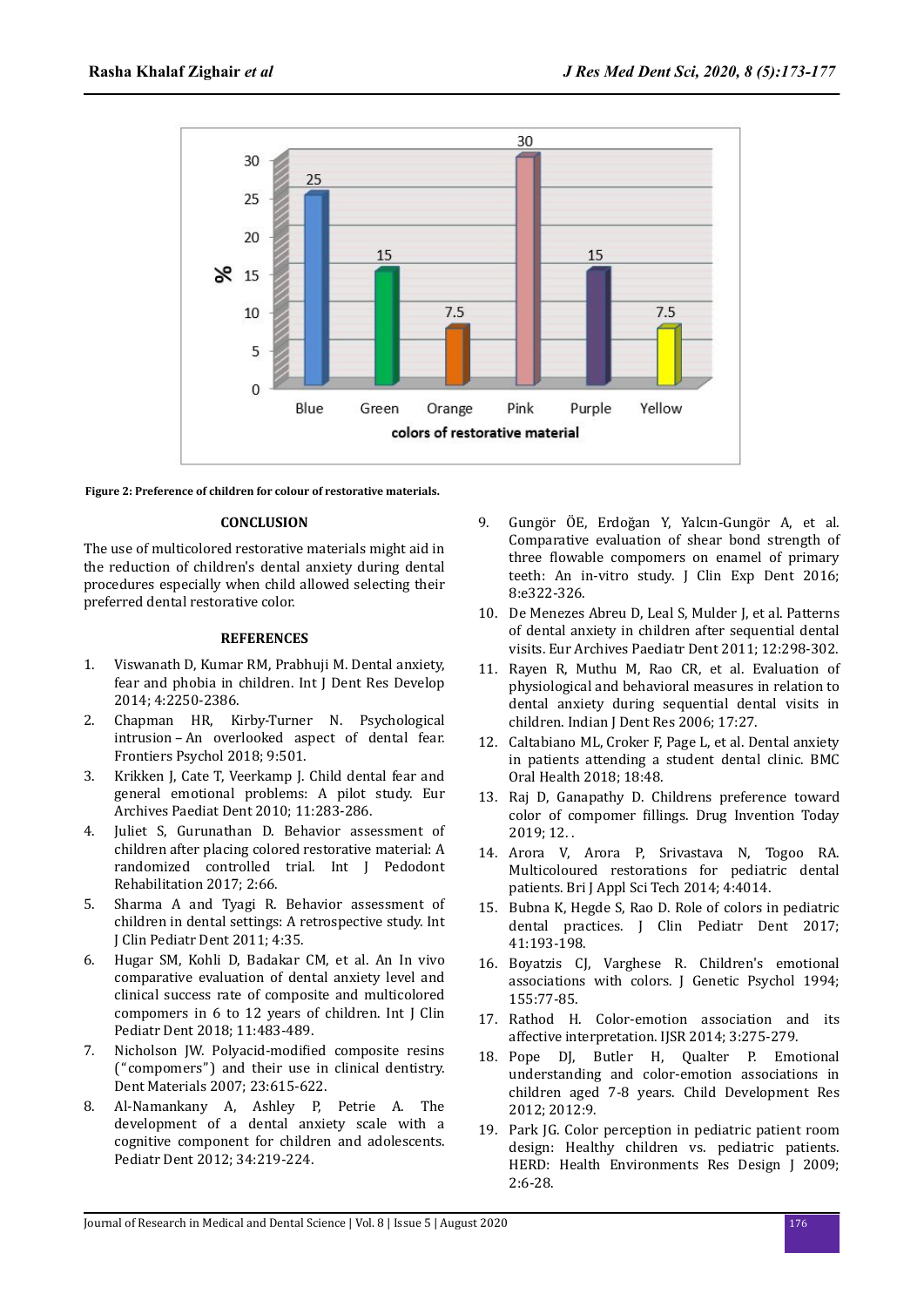Figure 2: Preference of children for colour of restorative materials.

## CONCLUSION

The use of multicolored restorative materials might aid in the reduction of children's dental anxiety during dental procedures especially when child allowed selecting their preferred dental restorative color.

## REFERENCES

1. Viswanath D, Kumar RM, Prabhuji M. Dental anxiety, fear and phobia in children. Int J Dent Res Develop 2014; 4:2250-2386.
2. Chapman HR, Kirby-Turner N. Psychological intrusion – An overlooked aspect of dental fear. Frontiers Psychol 2018; 9:501.
3. Krikken J, Cate T, Veerkamp J. Child dental fear and general emotional problems: A pilot study. Eur Archives Paediat Dent 2010; 11:283-286.
4. Juliet S, Gurunathan D. Behavior assessment of children after placing colored restorative material: A randomized controlled trial. Int J Pedodont Rehabilitation 2017; 2:66.
5. Sharma A and Tyagi R. Behavior assessment of children in dental settings: A retrospective study. Int J Clin Pediatr Dent 2011; 4:35.
6. Hugar SM, Kohli D, Badakar CM, et al. An In vivo comparative evaluation of dental anxiety level and clinical success rate of composite and multicolored compomers in 6 to 12 years of children. Int J Clin Pediatr Dent 2018; 11:483-489.
7. Nicholson JW. Polyacid-modified composite resins ("compomers") and their use in clinical dentistry. Dent Materials 2007; 23:615-622.
8. Al-Namankany A, Ashley P, Petrie A. The development of a dental anxiety scale with a cognitive component for children and adolescents. Pediatr Dent 2012; 34:219-224.
9. Gungör ÖE, Erdoğan Y, Yalcın-Gungör A, et al. Comparative evaluation of shear bond strength of three flowable compomers on enamel of primary teeth: An in-vitro study. J Clin Exp Dent 2016; 8:e322-326.
10. De Menezes Abreu D, Leal S, Mulder J, et al. Patterns of dental anxiety in children after sequential dental visits. Eur Archives Paediatr Dent 2011; 12:298-302.
11. Rayen R, Muthu M, Rao CR, et al. Evaluation of physiological and behavioral measures in relation to dental anxiety during sequential dental visits in children. Indian J Dent Res 2006; 17:27.
12. Caltabiano ML, Croker F, Page L, et al. Dental anxiety in patients attending a student dental clinic. BMC Oral Health 2018; 18:48.
13. Raj D, Ganapathy D. Childrens preference toward color of compomer fillings. Drug Invention Today 2019; 12. .
14. Arora V, Arora P, Srivastava N, Togoo RA. Multicoloured restorations for pediatric dental patients. Bri J Appl Sci Tech 2014; 4:4014.
15. Bubna K, Hegde S, Rao D. Role of colors in pediatric dental practices. J Clin Pediatr Dent 2017; 41:193-198.
16. Boyatzis CJ, Varghese R. Children's emotional associations with colors. J Genetic Psychol 1994; 155:77-85.
17. Rathod H. Color-emotion association and its affective interpretation. IJSR 2014; 3:275-279.
18. Pope DJ, Butler H, Qualter P. Emotional understanding and color-emotion associations in children aged 7-8 years. Child Development Res 2012; 2012:9.
19. Park JG. Color perception in pediatric patient room design: Healthy children vs. pediatric patients. HERD: Health Environments Res Design J 2009; 2:6-28.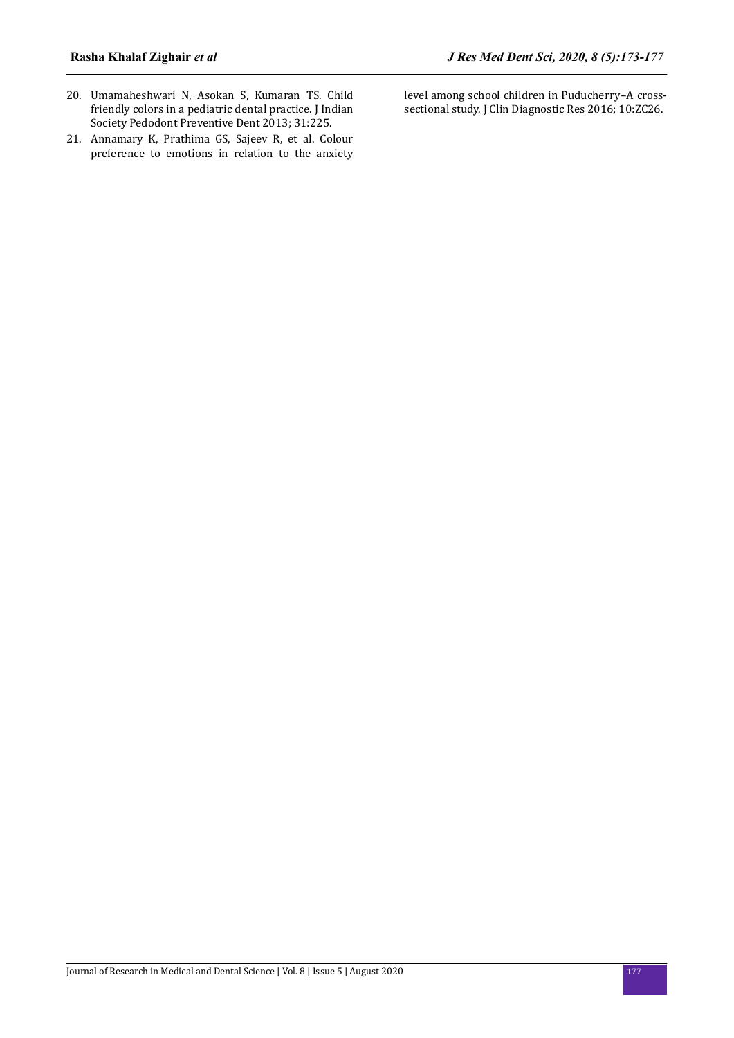20. Umamaheshwari N, Asokan S, Kumaran TS. Child friendly colors in a pediatric dental practice. J Indian Society Pedodont Preventive Dent 2013; 31:225.
21. Annamary K, Prathima GS, Sajeev R, et al. Colour preference to emotions in relation to the anxiety level among school children in Puducherry–A cross-sectional study. J Clin Diagnostic Res 2016; 10:ZC26.